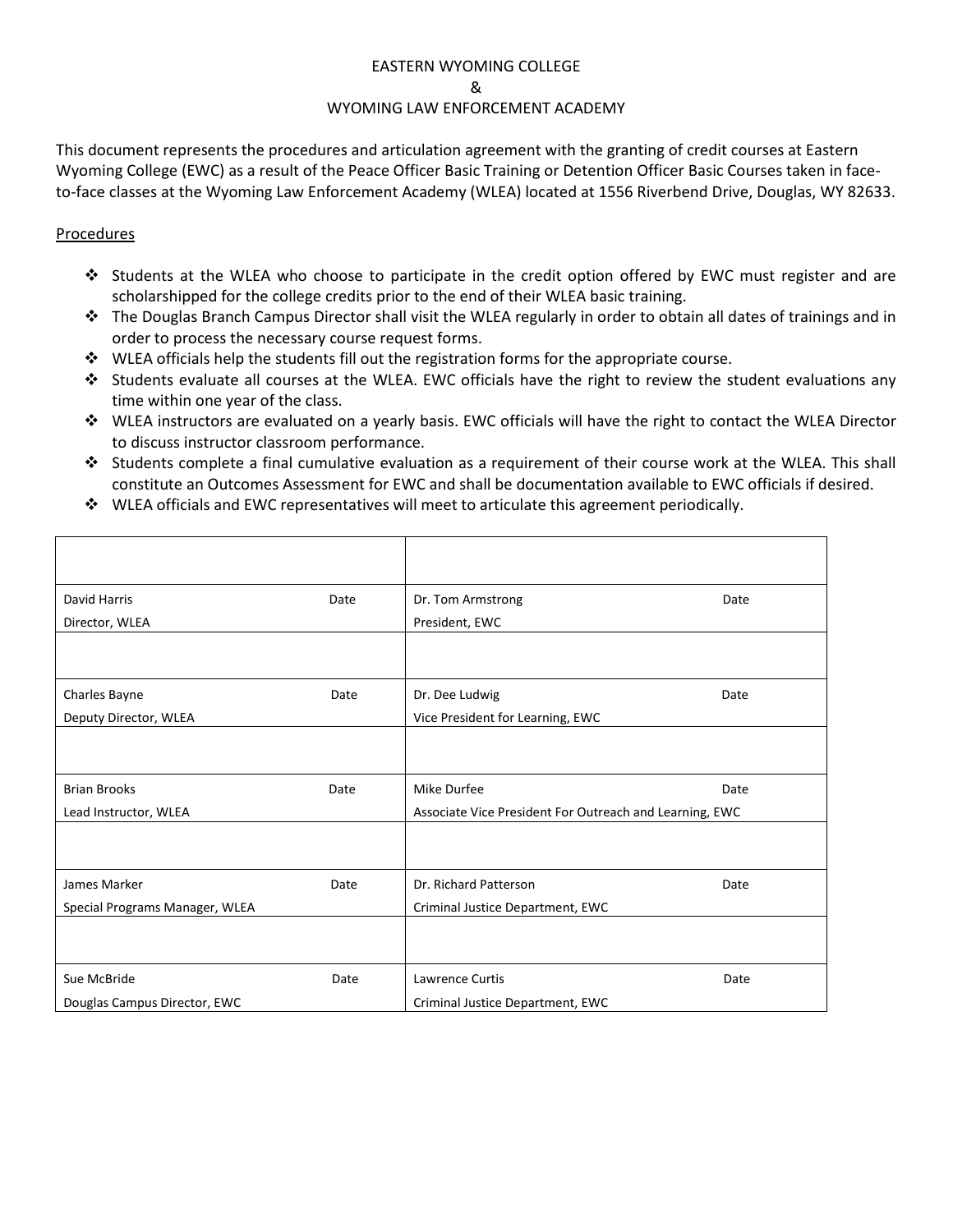EASTERN WYOMING COLLEGE

&

WYOMING LAW ENFORCEMENT ACADEMY

This document represents the procedures and articulation agreement with the granting of credit courses at Eastern Wyoming College (EWC) as a result of the Peace Officer Basic Training or Detention Officer Basic Courses taken in face-to-face classes at the Wyoming Law Enforcement Academy (WLEA) located at 1556 Riverbend Drive, Douglas, WY 82633.

Procedures

- Students at the WLEA who choose to participate in the credit option offered by EWC must register and are scholarshipped for the college credits prior to the end of their WLEA basic training.
- The Douglas Branch Campus Director shall visit the WLEA regularly in order to obtain all dates of trainings and in order to process the necessary course request forms.
- WLEA officials help the students fill out the registration forms for the appropriate course.
- Students evaluate all courses at the WLEA. EWC officials have the right to review the student evaluations any time within one year of the class.
- WLEA instructors are evaluated on a yearly basis. EWC officials will have the right to contact the WLEA Director to discuss instructor classroom performance.
- Students complete a final cumulative evaluation as a requirement of their course work at the WLEA. This shall constitute an Outcomes Assessment for EWC and shall be documentation available to EWC officials if desired.
- WLEA officials and EWC representatives will meet to articulate this agreement periodically.

| | |
|---|---|
| David Harris Date<br>Director, WLEA | Dr. Tom Armstrong Date<br>President, EWC |
| | |
| Charles Bayne Date<br>Deputy Director, WLEA | Dr. Dee Ludwig Date<br>Vice President for Learning, EWC |
| | |
| Brian Brooks Date<br>Lead Instructor, WLEA | Mike Durfee Date<br>Associate Vice President For Outreach and Learning, EWC |
| | |
| James Marker Date<br>Special Programs Manager, WLEA | Dr. Richard Patterson Date<br>Criminal Justice Department, EWC |
| | |
| Sue McBride Date<br>Douglas Campus Director, EWC | Lawrence Curtis Date<br>Criminal Justice Department, EWC |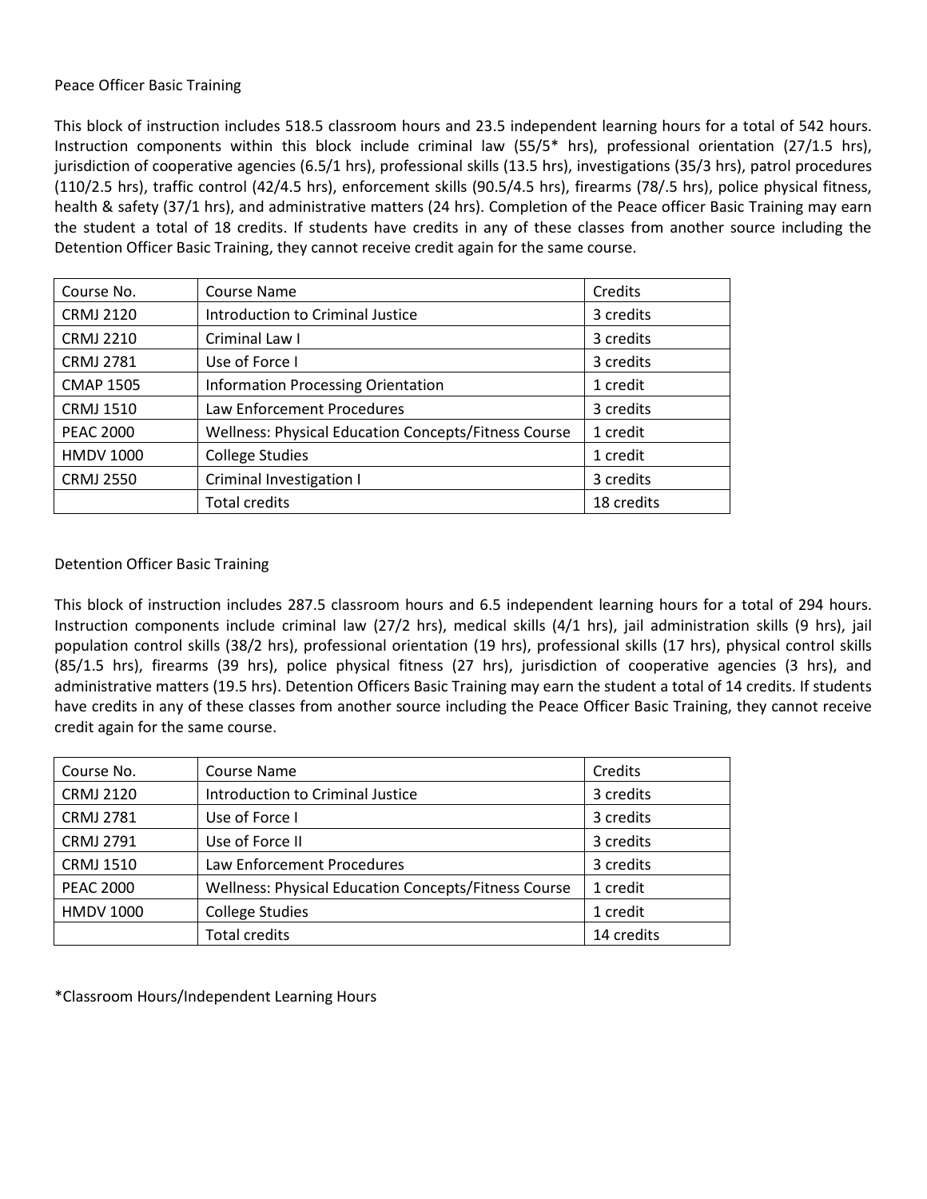Peace Officer Basic Training

This block of instruction includes 518.5 classroom hours and 23.5 independent learning hours for a total of 542 hours. Instruction components within this block include criminal law (55/5* hrs), professional orientation (27/1.5 hrs), jurisdiction of cooperative agencies (6.5/1 hrs), professional skills (13.5 hrs), investigations (35/3 hrs), patrol procedures (110/2.5 hrs), traffic control (42/4.5 hrs), enforcement skills (90.5/4.5 hrs), firearms (78/.5 hrs), police physical fitness, health & safety (37/1 hrs), and administrative matters (24 hrs). Completion of the Peace officer Basic Training may earn the student a total of 18 credits. If students have credits in any of these classes from another source including the Detention Officer Basic Training, they cannot receive credit again for the same course.

| Course No. | Course Name | Credits |
|---|---|---|
| CRMJ 2120 | Introduction to Criminal Justice | 3 credits |
| CRMJ 2210 | Criminal Law I | 3 credits |
| CRMJ 2781 | Use of Force I | 3 credits |
| CMAP 1505 | Information Processing Orientation | 1 credit |
| CRMJ 1510 | Law Enforcement Procedures | 3 credits |
| PEAC 2000 | Wellness: Physical Education Concepts/Fitness Course | 1 credit |
| HMDV 1000 | College Studies | 1 credit |
| CRMJ 2550 | Criminal Investigation I | 3 credits |
| | Total credits | 18 credits |

Detention Officer Basic Training

This block of instruction includes 287.5 classroom hours and 6.5 independent learning hours for a total of 294 hours. Instruction components include criminal law (27/2 hrs), medical skills (4/1 hrs), jail administration skills (9 hrs), jail population control skills (38/2 hrs), professional orientation (19 hrs), professional skills (17 hrs), physical control skills (85/1.5 hrs), firearms (39 hrs), police physical fitness (27 hrs), jurisdiction of cooperative agencies (3 hrs), and administrative matters (19.5 hrs). Detention Officers Basic Training may earn the student a total of 14 credits. If students have credits in any of these classes from another source including the Peace Officer Basic Training, they cannot receive credit again for the same course.

| Course No. | Course Name | Credits |
|---|---|---|
| CRMJ 2120 | Introduction to Criminal Justice | 3 credits |
| CRMJ 2781 | Use of Force I | 3 credits |
| CRMJ 2791 | Use of Force II | 3 credits |
| CRMJ 1510 | Law Enforcement Procedures | 3 credits |
| PEAC 2000 | Wellness: Physical Education Concepts/Fitness Course | 1 credit |
| HMDV 1000 | College Studies | 1 credit |
| | Total credits | 14 credits |

*Classroom Hours/Independent Learning Hours